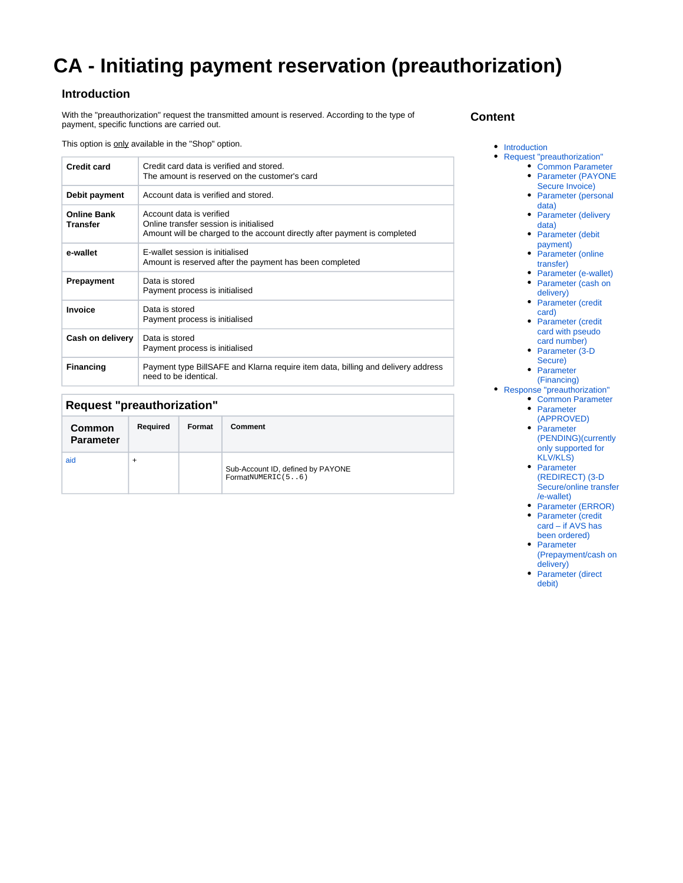# CA - Initiating payment reservation (preauthorization)

## Introduction

With the "preauthorization" request the transmitted amount is reserved. According to the type of payment, specific functions are carried out.

This option is only available in the "Shop" option.

| | |
|---|---|
| **Credit card** | Credit card data is verified and stored.<br>The amount is reserved on the customer's card |
| **Debit payment** | Account data is verified and stored. |
| **Online Bank Transfer** | Account data is verified<br>Online transfer session is initialised<br>Amount will be charged to the account directly after payment is completed |
| **e-wallet** | E-wallet session is initialised<br>Amount is reserved after the payment has been completed |
| **Prepayment** | Data is stored<br>Payment process is initialised |
| **Invoice** | Data is stored<br>Payment process is initialised |
| **Cash on delivery** | Data is stored<br>Payment process is initialised |
| **Financing** | Payment type BillSAFE and Klarna require item data, billing and delivery address need to be identical. |

## Content

- Introduction
- Request "preauthorization"
  - Common Parameter
  - Parameter (PAYONE Secure Invoice)
  - Parameter (personal data)
  - Parameter (delivery data)
  - Parameter (debit payment)
  - Parameter (online transfer)
  - Parameter (e-wallet)
  - Parameter (cash on delivery)
  - Parameter (credit card)
  - Parameter (credit card with pseudo card number)
  - Parameter (3-D Secure)
  - Parameter (Financing)
- Response "preauthorization"
  - Common Parameter
  - Parameter (APPROVED)
  - Parameter (PENDING)(currently only supported for KLV/KLS)
  - Parameter (REDIRECT) (3-D Secure/online transfer /e-wallet)
  - Parameter (ERROR)
  - Parameter (credit card – if AVS has been ordered)
  - Parameter (Prepayment/cash on delivery)
  - Parameter (direct debit)

## Request "preauthorization"

| Common Parameter | Required | Format | Comment |
|---|---|---|---|
| aid | + | | Sub-Account ID, defined by PAYONE<br>Format`NUMERIC(5..6)` |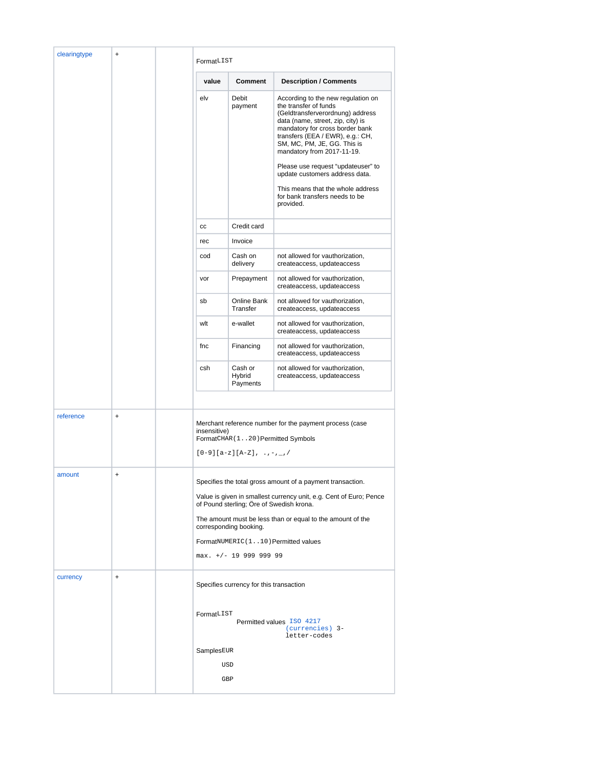| | | | |
|---|---|---|---|
| clearingtype | + | | Format`LIST`<br><br>**value** / **Comment** / **Description / Comments**<br>elv / Debit payment / According to the new regulation on the transfer of funds (Geldtransferverordnung) address data (name, street, zip, city) is mandatory for cross border bank transfers (EEA / EWR), e.g.: CH, SM, MC, PM, JE, GG. This is mandatory from 2017-11-19. Please use request “updateuser” to update customers address data. This means that the whole address for bank transfers needs to be provided.<br>cc / Credit card /<br>rec / Invoice /<br>cod / Cash on delivery / not allowed for vauthorization, createaccess, updateaccess<br>vor / Prepayment / not allowed for vauthorization, createaccess, updateaccess<br>sb / Online Bank Transfer / not allowed for vauthorization, createaccess, updateaccess<br>wlt / e-wallet / not allowed for vauthorization, createaccess, updateaccess<br>fnc / Financing / not allowed for vauthorization, createaccess, updateaccess<br>csh / Cash or Hybrid Payments / not allowed for vauthorization, createaccess, updateaccess |
| reference | + | | Merchant reference number for the payment process (case insensitive)<br>Format`CHAR(1..20)`Permitted Symbols<br>`[0-9][a-z][A-Z], .,-,_,/` |
| amount | + | | Specifies the total gross amount of a payment transaction.<br><br>Value is given in smallest currency unit, e.g. Cent of Euro; Pence of Pound sterling; Öre of Swedish krona.<br><br>The amount must be less than or equal to the amount of the corresponding booking.<br><br>Format`NUMERIC(1..10)`Permitted values<br>`max. +/- 19 999 999 99` |
| currency | + | | Specifies currency for this transaction<br><br>Format`LIST`<br>Permitted values `ISO 4217 (currencies)` 3-letter-codes<br><br>Samples`EUR`<br>`USD`<br>`GBP` |

**clearingtype values:**

| value | Comment | Description / Comments |
|---|---|---|
| elv | Debit payment | According to the new regulation on the transfer of funds (Geldtransferverordnung) address data (name, street, zip, city) is mandatory for cross border bank transfers (EEA / EWR), e.g.: CH, SM, MC, PM, JE, GG. This is mandatory from 2017-11-19.<br><br>Please use request “updateuser” to update customers address data.<br><br>This means that the whole address for bank transfers needs to be provided. |
| cc | Credit card | |
| rec | Invoice | |
| cod | Cash on delivery | not allowed for vauthorization, createaccess, updateaccess |
| vor | Prepayment | not allowed for vauthorization, createaccess, updateaccess |
| sb | Online Bank Transfer | not allowed for vauthorization, createaccess, updateaccess |
| wlt | e-wallet | not allowed for vauthorization, createaccess, updateaccess |
| fnc | Financing | not allowed for vauthorization, createaccess, updateaccess |
| csh | Cash or Hybrid Payments | not allowed for vauthorization, createaccess, updateaccess |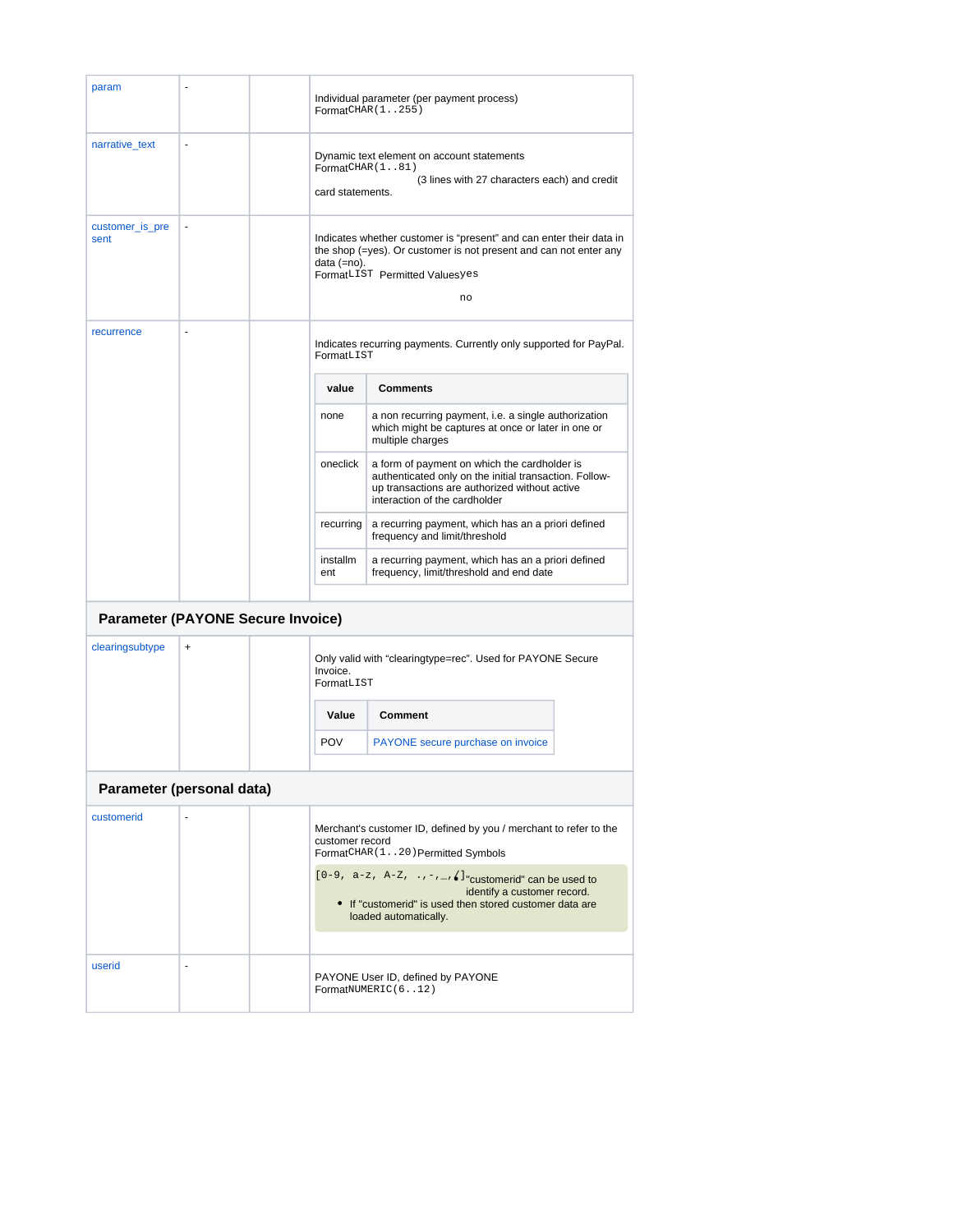| | | | |
|---|---|---|---|
| param | - | | Individual parameter (per payment process)<br>Format `CHAR(1..255)` |
| narrative_text | - | | Dynamic text element on account statements<br>Format `CHAR(1..81)` (3 lines with 27 characters each) and credit card statements. |
| customer_is_present | - | | Indicates whether customer is "present" and can enter their data in the shop (=yes). Or customer is not present and can not enter any data (=no).<br>Format `LIST` Permitted Values `yes` `no` |
| recurrence | - | | Indicates recurring payments. Currently only supported for PayPal.<br>Format `LIST`<br><br>**value** / **Comments**<br>none: a non recurring payment, i.e. a single authorization which might be captures at once or later in one or multiple charges<br>oneclick: a form of payment on which the cardholder is authenticated only on the initial transaction. Follow-up transactions are authorized without active interaction of the cardholder<br>recurring: a recurring payment, which has an a priori defined frequency and limit/threshold<br>installment: a recurring payment, which has an a priori defined frequency, limit/threshold and end date |
| **Parameter (PAYONE Secure Invoice)** | | | |
| clearingsubtype | + | | Only valid with "clearingtype=rec". Used for PAYONE Secure Invoice.<br>Format `LIST`<br><br>**Value** / **Comment**<br>POV: PAYONE secure purchase on invoice |
| **Parameter (personal data)** | | | |
| customerid | - | | Merchant's customer ID, defined by you / merchant to refer to the customer record<br>Format `CHAR(1..20)` Permitted Symbols `[0-9, a-z, A-Z, .,-,_,/]`<br><br>"customerid" can be used to identify a customer record.<br>• If "customerid" is used then stored customer data are loaded automatically. |
| userid | - | | PAYONE User ID, defined by PAYONE<br>Format `NUMERIC(6..12)` |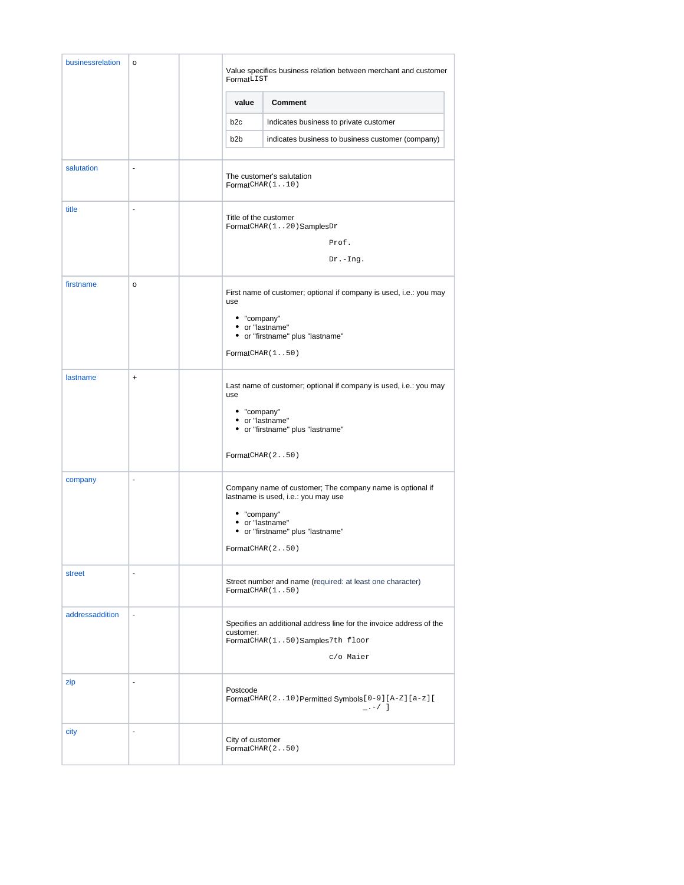| | | | |
|---|---|---|---|
| businessrelation | o | | Value specifies business relation between merchant and customer<br>Format`LIST`<br><br>**value** / **Comment**<br>b2c — Indicates business to private customer<br>b2b — indicates business to business customer (company) |
| salutation | - | | The customer's salutation<br>Format`CHAR(1..10)` |
| title | - | | Title of the customer<br>Format`CHAR(1..20)`Samples`Dr`<br>`Prof.`<br>`Dr.-Ing.` |
| firstname | o | | First name of customer; optional if company is used, i.e.: you may use<br>• "company"<br>• or "lastname"<br>• or "firstname" plus "lastname"<br><br>Format`CHAR(1..50)` |
| lastname | + | | Last name of customer; optional if company is used, i.e.: you may use<br>• "company"<br>• or "lastname"<br>• or "firstname" plus "lastname"<br><br>Format`CHAR(2..50)` |
| company | - | | Company name of customer; The company name is optional if lastname is used, i.e.: you may use<br>• "company"<br>• or "lastname"<br>• or "firstname" plus "lastname"<br><br>Format`CHAR(2..50)` |
| street | - | | Street number and name (required: at least one character)<br>Format`CHAR(1..50)` |
| addressaddition | - | | Specifies an additional address line for the invoice address of the customer.<br>Format`CHAR(1..50)`Samples`7th floor`<br>`c/o Maier` |
| zip | - | | Postcode<br>Format`CHAR(2..10)`Permitted Symbols`[0-9][A-Z][a-z][ _.-/ ]` |
| city | - | | City of customer<br>Format`CHAR(2..50)` |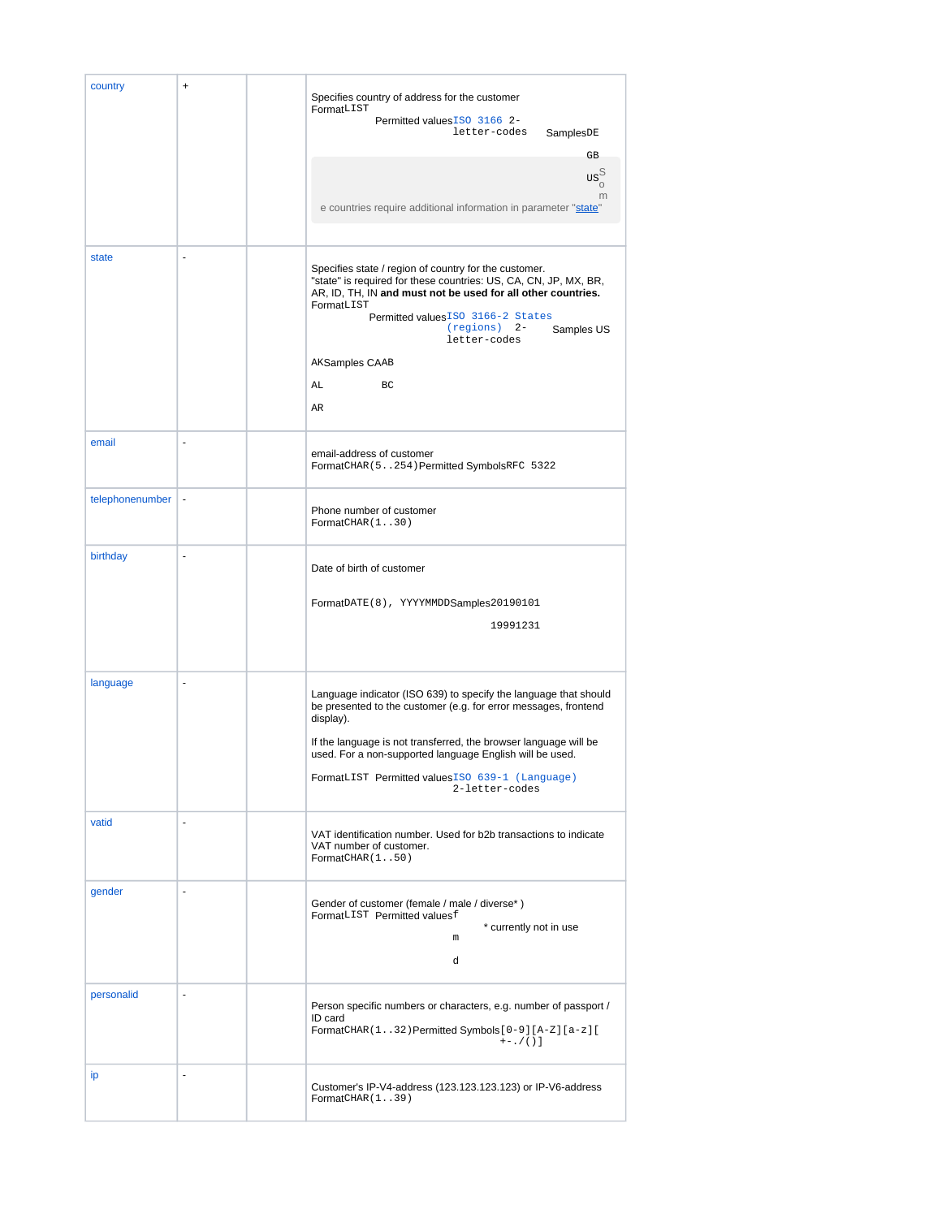| | | | |
|---|---|---|---|
| country | + | | Specifies country of address for the customer<br>Format LIST<br>Permitted values ISO 3166 2-letter-codes<br>Samples DE<br>GB<br>US<br>Some countries require additional information in parameter "state" |
| state | - | | Specifies state / region of country for the customer.<br>"state" is required for these countries: US, CA, CN, JP, MX, BR, AR, ID, TH, IN **and must not be used for all other countries.**<br>Format LIST<br>Permitted values ISO 3166-2 States (regions) 2-letter-codes<br>Samples US<br>AK<br>AL<br>AR<br>Samples CA<br>AB<br>BC |
| email | - | | email-address of customer<br>Format CHAR(5..254) Permitted Symbols RFC 5322 |
| telephonenumber | - | | Phone number of customer<br>Format CHAR(1..30) |
| birthday | - | | Date of birth of customer<br>Format DATE(8), YYYYMMDD Samples 20190101<br>19991231 |
| language | - | | Language indicator (ISO 639) to specify the language that should be presented to the customer (e.g. for error messages, frontend display).<br>If the language is not transferred, the browser language will be used. For a non-supported language English will be used.<br>Format LIST Permitted values ISO 639-1 (Language) 2-letter-codes |
| vatid | - | | VAT identification number. Used for b2b transactions to indicate VAT number of customer.<br>Format CHAR(1..50) |
| gender | - | | Gender of customer (female / male / diverse* )<br>Format LIST Permitted values f<br>m<br>d<br>* currently not in use |
| personalid | - | | Person specific numbers or characters, e.g. number of passport / ID card<br>Format CHAR(1..32) Permitted Symbols [0-9][A-Z][a-z][+-./()] |
| ip | - | | Customer's IP-V4-address (123.123.123.123) or IP-V6-address<br>Format CHAR(1..39) |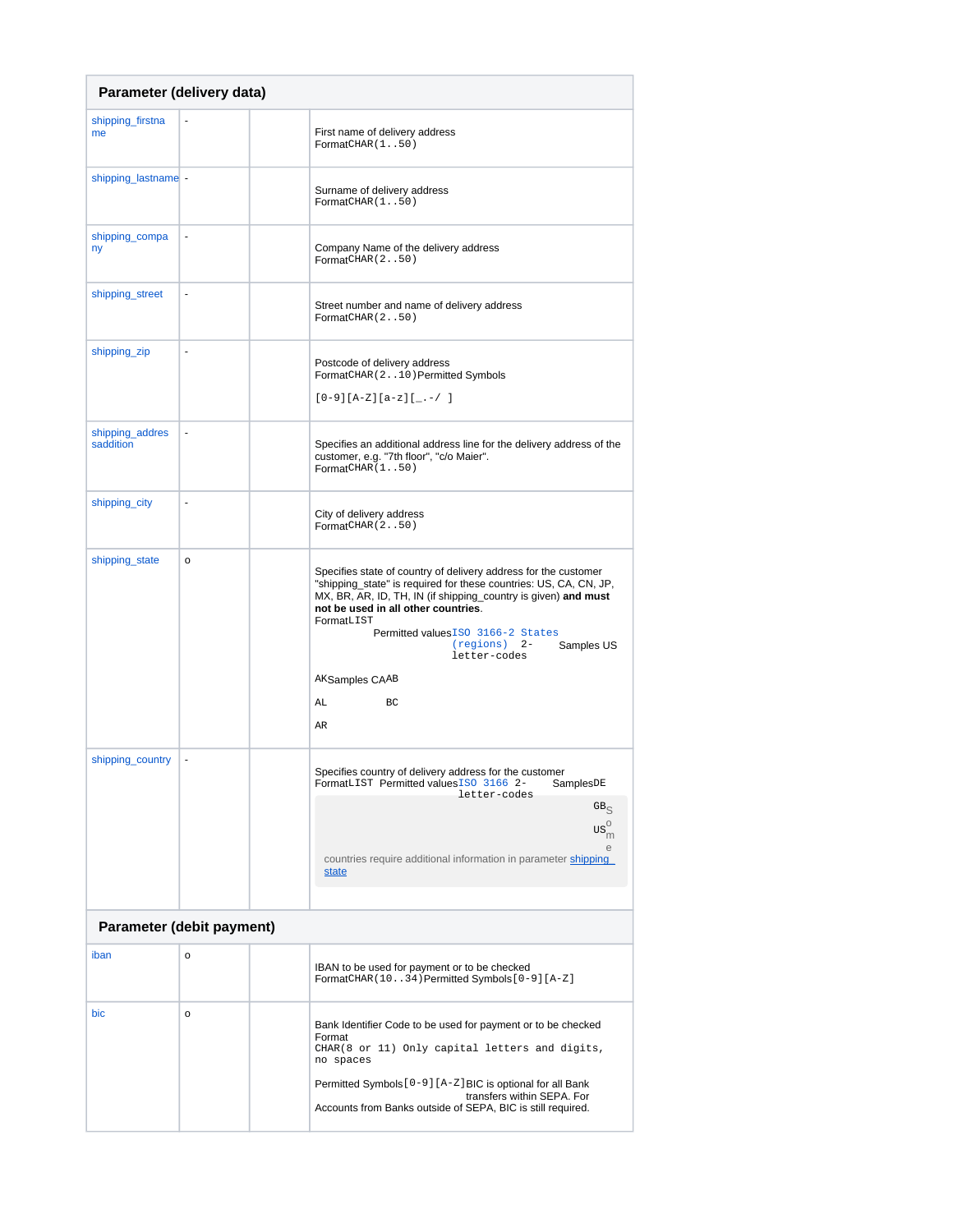## Parameter (delivery data)

| Parameter | | | Description |
|---|---|---|---|
| shipping_firstname | - | | First name of delivery address<br>Format `CHAR(1..50)` |
| shipping_lastname | - | | Surname of delivery address<br>Format `CHAR(1..50)` |
| shipping_company | - | | Company Name of the delivery address<br>Format `CHAR(2..50)` |
| shipping_street | - | | Street number and name of delivery address<br>Format `CHAR(2..50)` |
| shipping_zip | - | | Postcode of delivery address<br>Format `CHAR(2..10)` Permitted Symbols<br>`[0-9][A-Z][a-z][_.-/ ]` |
| shipping_addressaddition | - | | Specifies an additional address line for the delivery address of the customer, e.g. "7th floor", "c/o Maier".<br>Format `CHAR(1..50)` |
| shipping_city | - | | City of delivery address<br>Format `CHAR(2..50)` |
| shipping_state | o | | Specifies state of country of delivery address for the customer "shipping_state" is required for these countries: US, CA, CN, JP, MX, BR, AR, ID, TH, IN (if shipping_country is given) **and must not be used in all other countries**.<br>Format `LIST`<br>Permitted values `ISO 3166-2 States (regions) 2-letter-codes`<br>Samples US: AK, AL, AR<br>Samples CA: AB, BC |
| shipping_country | - | | Specifies country of delivery address for the customer<br>Format `LIST` Permitted values `ISO 3166 2-letter-codes`<br>Samples `DE`, `GB`, `US`<br>Some countries require additional information in parameter shipping_state |

## Parameter (debit payment)

| Parameter | | | Description |
|---|---|---|---|
| iban | o | | IBAN to be used for payment or to be checked<br>Format `CHAR(10..34)` Permitted Symbols `[0-9][A-Z]` |
| bic | o | | Bank Identifier Code to be used for payment or to be checked<br>Format<br>`CHAR(8 or 11) Only capital letters and digits, no spaces`<br>Permitted Symbols `[0-9][A-Z]` BIC is optional for all Bank transfers within SEPA. For Accounts from Banks outside of SEPA, BIC is still required. |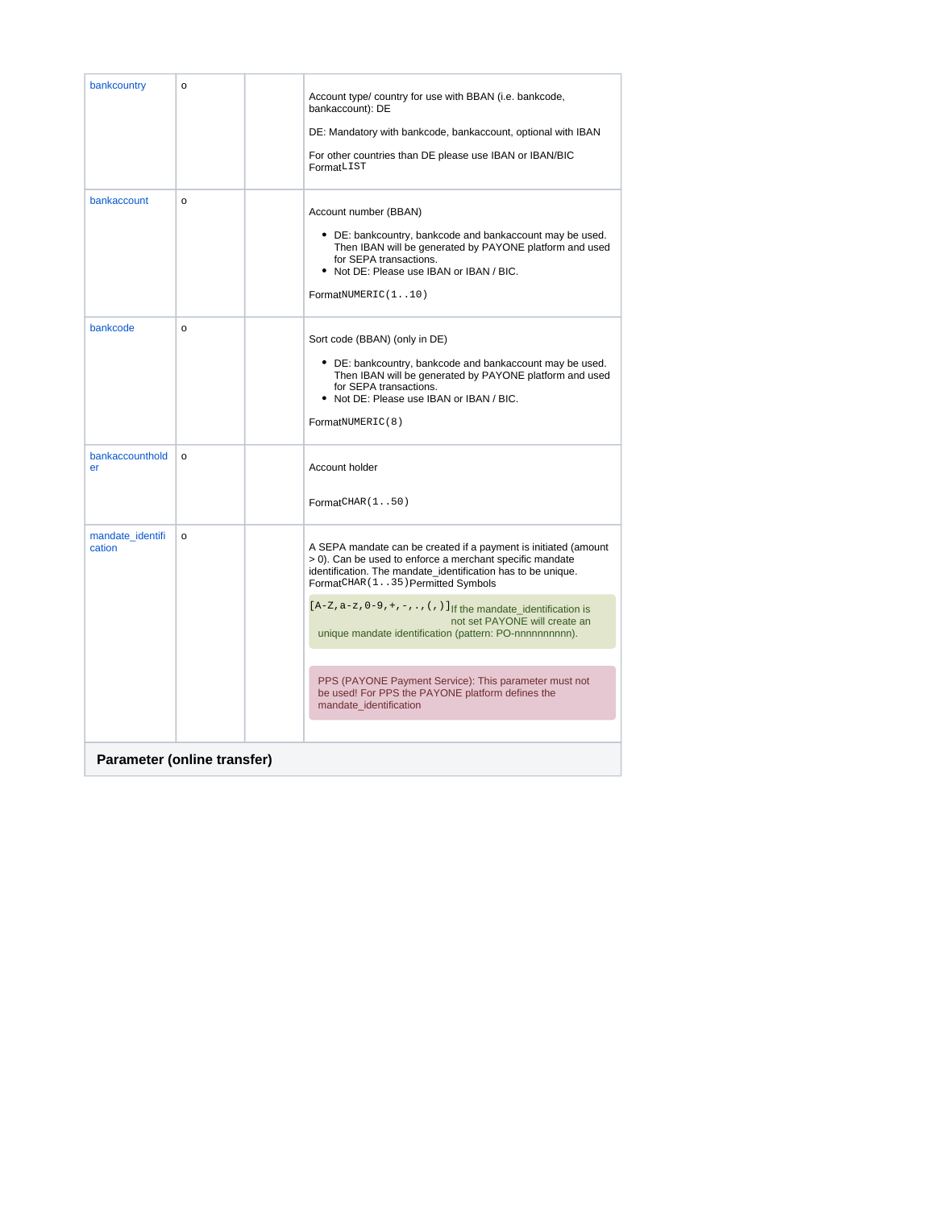| | | | |
|---|---|---|---|
| bankcountry | o | | Account type/ country for use with BBAN (i.e. bankcode, bankaccount): DE<br><br>DE: Mandatory with bankcode, bankaccount, optional with IBAN<br><br>For other countries than DE please use IBAN or IBAN/BIC<br>Format`LIST` |
| bankaccount | o | | Account number (BBAN)<br><br>• DE: bankcountry, bankcode and bankaccount may be used. Then IBAN will be generated by PAYONE platform and used for SEPA transactions.<br>• Not DE: Please use IBAN or IBAN / BIC.<br><br>Format`NUMERIC(1..10)` |
| bankcode | o | | Sort code (BBAN) (only in DE)<br><br>• DE: bankcountry, bankcode and bankaccount may be used. Then IBAN will be generated by PAYONE platform and used for SEPA transactions.<br>• Not DE: Please use IBAN or IBAN / BIC.<br><br>Format`NUMERIC(8)` |
| bankaccountholder | o | | Account holder<br><br>Format`CHAR(1..50)` |
| mandate_identification | o | | A SEPA mandate can be created if a payment is initiated (amount > 0). Can be used to enforce a merchant specific mandate identification. The mandate_identification has to be unique.<br>Format`CHAR(1..35)`Permitted Symbols<br><br>`[A-Z,a-z,0-9,+,-,.,(,)]`If the mandate_identification is not set PAYONE will create an unique mandate identification (pattern: PO-nnnnnnnnnn).<br><br>PPS (PAYONE Payment Service): This parameter must not be used! For PPS the PAYONE platform defines the mandate_identification |

**Parameter (online transfer)**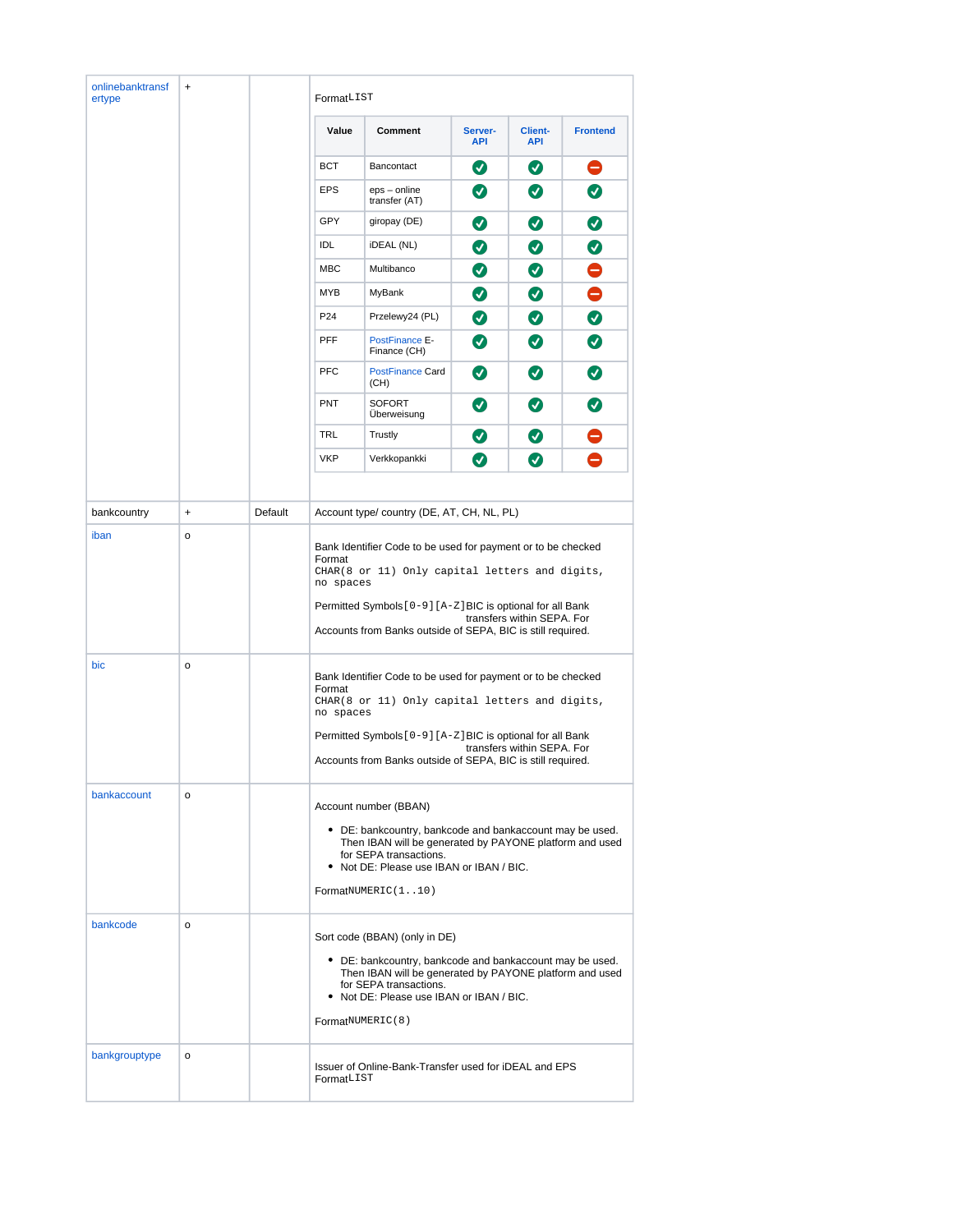| | | | |
|---|---|---|---|
| onlinebanktransfertype | + | | FormatLIST<br><br>Value \| Comment \| Server-API \| Client-API \| Frontend<br>BCT \| Bancontact \| ✓ \| ✓ \| ⛔<br>EPS \| eps – online transfer (AT) \| ✓ \| ✓ \| ✓<br>GPY \| giropay (DE) \| ✓ \| ✓ \| ✓<br>IDL \| iDEAL (NL) \| ✓ \| ✓ \| ✓<br>MBC \| Multibanco \| ✓ \| ✓ \| ⛔<br>MYB \| MyBank \| ✓ \| ✓ \| ⛔<br>P24 \| Przelewy24 (PL) \| ✓ \| ✓ \| ✓<br>PFF \| PostFinance E-Finance (CH) \| ✓ \| ✓ \| ✓<br>PFC \| PostFinance Card (CH) \| ✓ \| ✓ \| ✓<br>PNT \| SOFORT Überweisung \| ✓ \| ✓ \| ✓<br>TRL \| Trustly \| ✓ \| ✓ \| ⛔<br>VKP \| Verkkopankki \| ✓ \| ✓ \| ⛔ |
| bankcountry | + | Default | Account type/ country (DE, AT, CH, NL, PL) |
| iban | o | | Bank Identifier Code to be used for payment or to be checked<br>Format<br>`CHAR(8 or 11) Only capital letters and digits, no spaces`<br><br>Permitted Symbols`[0-9][A-Z]`BIC is optional for all Bank transfers within SEPA. For Accounts from Banks outside of SEPA, BIC is still required. |
| bic | o | | Bank Identifier Code to be used for payment or to be checked<br>Format<br>`CHAR(8 or 11) Only capital letters and digits, no spaces`<br><br>Permitted Symbols`[0-9][A-Z]`BIC is optional for all Bank transfers within SEPA. For Accounts from Banks outside of SEPA, BIC is still required. |
| bankaccount | o | | Account number (BBAN)<br><br>• DE: bankcountry, bankcode and bankaccount may be used. Then IBAN will be generated by PAYONE platform and used for SEPA transactions.<br>• Not DE: Please use IBAN or IBAN / BIC.<br><br>Format`NUMERIC(1..10)` |
| bankcode | o | | Sort code (BBAN) (only in DE)<br><br>• DE: bankcountry, bankcode and bankaccount may be used. Then IBAN will be generated by PAYONE platform and used for SEPA transactions.<br>• Not DE: Please use IBAN or IBAN / BIC.<br><br>Format`NUMERIC(8)` |
| bankgrouptype | o | | Issuer of Online-Bank-Transfer used for iDEAL and EPS<br>Format`LIST` |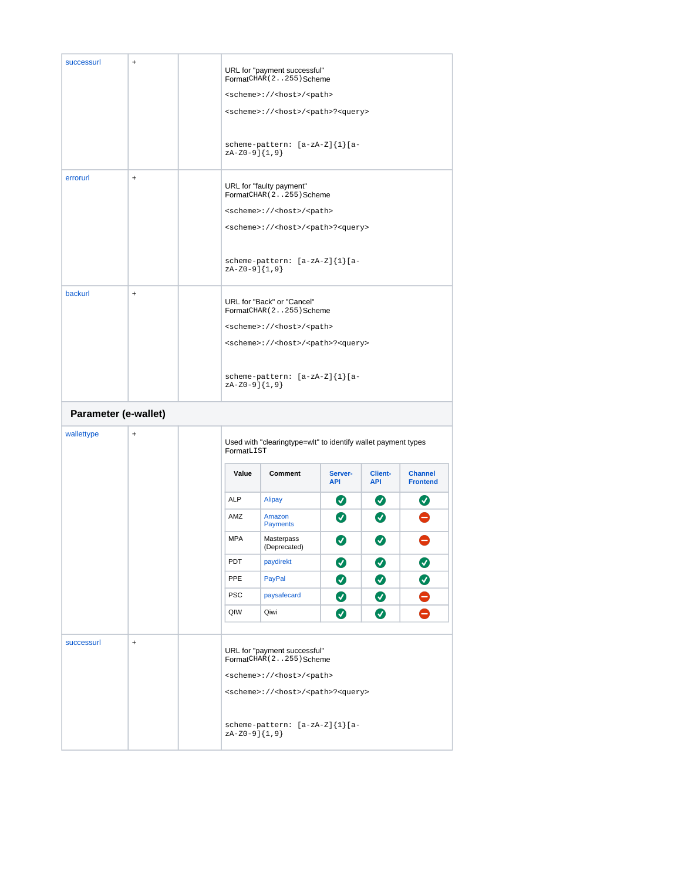| | | | |
|---|---|---|---|
| successurl | + | | URL for "payment successful"<br>Format`CHAR(2..255)`Scheme<br>`<scheme>://<host>/<path>`<br>`<scheme>://<host>/<path>?<query>`<br>`scheme-pattern: [a-zA-Z]{1}[a-zA-Z0-9]{1,9}` |
| errorurl | + | | URL for "faulty payment"<br>Format`CHAR(2..255)`Scheme<br>`<scheme>://<host>/<path>`<br>`<scheme>://<host>/<path>?<query>`<br>`scheme-pattern: [a-zA-Z]{1}[a-zA-Z0-9]{1,9}` |
| backurl | + | | URL for "Back" or "Cancel"<br>Format`CHAR(2..255)`Scheme<br>`<scheme>://<host>/<path>`<br>`<scheme>://<host>/<path>?<query>`<br>`scheme-pattern: [a-zA-Z]{1}[a-zA-Z0-9]{1,9}` |
| **Parameter (e-wallet)** | | | |
| wallettype | + | | Used with "clearingtype=wlt" to identify wallet payment types<br>Format`LIST` |
| successurl | + | | URL for "payment successful"<br>Format`CHAR(2..255)`Scheme<br>`<scheme>://<host>/<path>`<br>`<scheme>://<host>/<path>?<query>`<br>`scheme-pattern: [a-zA-Z]{1}[a-zA-Z0-9]{1,9}` |

wallettype values:

| Value | Comment | Server-API | Client-API | Channel Frontend |
|---|---|---|---|---|
| ALP | Alipay | ✔ | ✔ | ✔ |
| AMZ | Amazon Payments | ✔ | ✔ | ⛔ |
| MPA | Masterpass (Deprecated) | ✔ | ✔ | ⛔ |
| PDT | paydirekt | ✔ | ✔ | ✔ |
| PPE | PayPal | ✔ | ✔ | ✔ |
| PSC | paysafecard | ✔ | ✔ | ⛔ |
| QIW | Qiwi | ✔ | ✔ | ⛔ |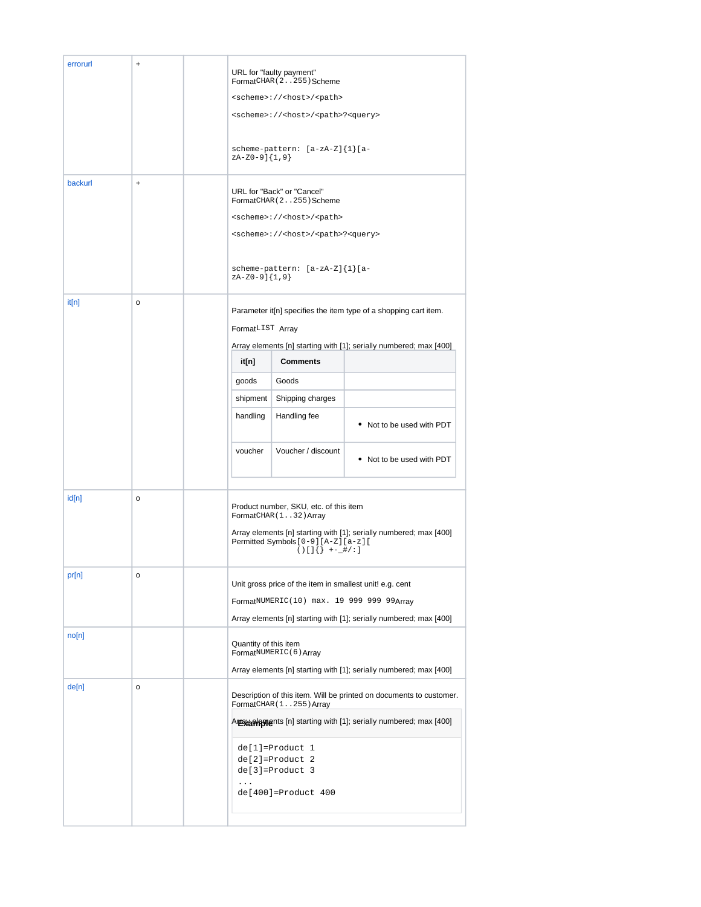| | | | |
|---|---|---|---|
| errorurl | + | | URL for "faulty payment"<br>Format`CHAR(2..255)`Scheme<br>`<scheme>://<host>/<path>`<br>`<scheme>://<host>/<path>?<query>`<br><br>`scheme-pattern: [a-zA-Z]{1}[a-zA-Z0-9]{1,9}` |
| backurl | + | | URL for "Back" or "Cancel"<br>Format`CHAR(2..255)`Scheme<br>`<scheme>://<host>/<path>`<br>`<scheme>://<host>/<path>?<query>`<br><br>`scheme-pattern: [a-zA-Z]{1}[a-zA-Z0-9]{1,9}` |
| it[n] | o | | Parameter it[n] specifies the item type of a shopping cart item.<br>Format`LIST` Array<br>Array elements [n] starting with [1]; serially numbered; max [400]<br><br>**it[n]** / **Comments**:<br>goods – Goods<br>shipment – Shipping charges<br>handling – Handling fee – • Not to be used with PDT<br>voucher – Voucher / discount – • Not to be used with PDT |
| id[n] | o | | Product number, SKU, etc. of this item<br>Format`CHAR(1..32)`Array<br>Array elements [n] starting with [1]; serially numbered; max [400]<br>Permitted Symbols`[0-9][A-Z][a-z][ ()[]{} +-_#/:]` |
| pr[n] | o | | Unit gross price of the item in smallest unit! e.g. cent<br>Format`NUMERIC(10) max. 19 999 999 99`Array<br>Array elements [n] starting with [1]; serially numbered; max [400] |
| no[n] | | | Quantity of this item<br>Format`NUMERIC(6)`Array<br>Array elements [n] starting with [1]; serially numbered; max [400] |
| de[n] | o | | Description of this item. Will be printed on documents to customer.<br>Format`CHAR(1..255)`Array<br>Array elements [n] starting with [1]; serially numbered; max [400]<br><br>**Example**<br>`de[1]=Product 1`<br>`de[2]=Product 2`<br>`de[3]=Product 3`<br>`...`<br>`de[400]=Product 400` |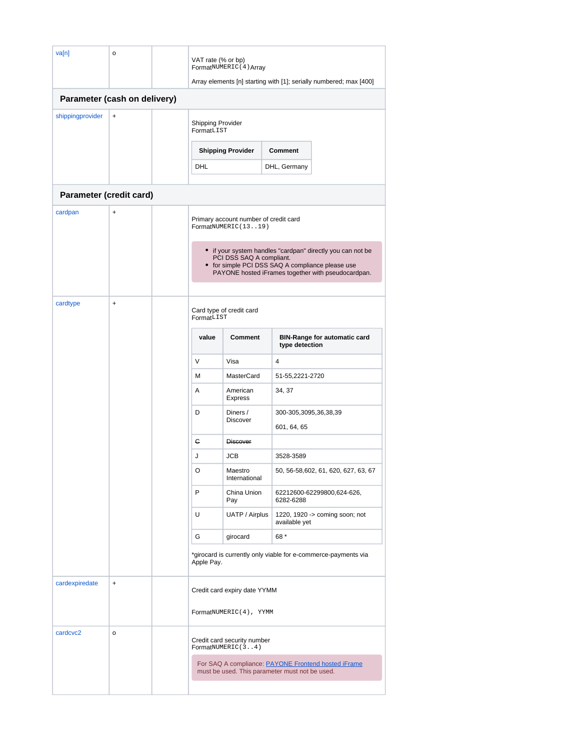| va[n] | o | | VAT rate (% or bp)<br>FormatNUMERIC(4)Array<br><br>Array elements [n] starting with [1]; serially numbered; max [400] |
|---|---|---|---|

## Parameter (cash on delivery)

| shippingprovider | + | | Shipping Provider<br>FormatLIST |
|---|---|---|---|

| Shipping Provider | Comment |
|---|---|
| DHL | DHL, Germany |

## Parameter (credit card)

| cardpan | + | | Primary account number of credit card<br>FormatNUMERIC(13..19) |
|---|---|---|---|

- if your system handles "cardpan" directly you can not be PCI DSS SAQ A compliant.
- for simple PCI DSS SAQ A compliance please use PAYONE hosted iFrames together with pseudocardpan.

| cardtype | + | | Card type of credit card<br>FormatLIST |
|---|---|---|---|

| value | Comment | BIN-Range for automatic card type detection |
|---|---|---|
| V | Visa | 4 |
| M | MasterCard | 51-55,2221-2720 |
| A | American Express | 34, 37 |
| D | Diners / Discover | 300-305,3095,36,38,39<br><br>601, 64, 65 |
| ~~C~~ | ~~Discover~~ | |
| J | JCB | 3528-3589 |
| O | Maestro International | 50, 56-58,602, 61, 620, 627, 63, 67 |
| P | China Union Pay | 62212600-62299800,624-626, 6282-6288 |
| U | UATP / Airplus | 1220, 1920 -> coming soon; not available yet |
| G | girocard | 68 * |

*girocard is currently only viable for e-commerce-payments via Apple Pay.

| cardexpiredate | + | | Credit card expiry date YYMM<br><br>FormatNUMERIC(4), YYMM |
|---|---|---|---|
| cardcvc2 | o | | Credit card security number<br>FormatNUMERIC(3..4) |

For SAQ A compliance: PAYONE Frontend hosted iFrame must be used. This parameter must not be used.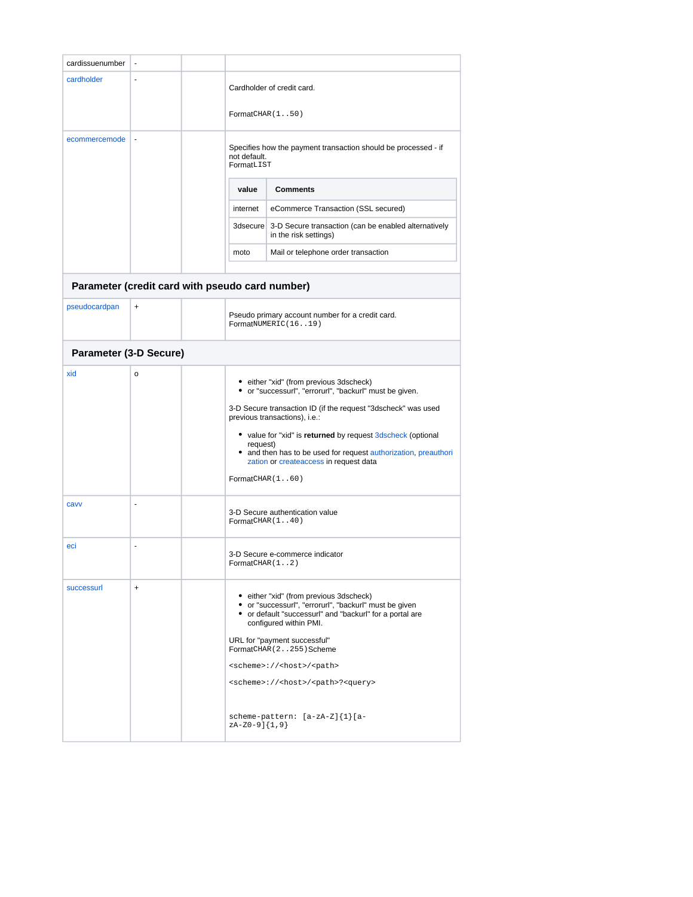| cardissuenumber | - | | |
|---|---|---|---|
| cardholder | - | | Cardholder of credit card.<br><br>FormatCHAR(1..50) |
| ecommercemode | - | | Specifies how the payment transaction should be processed - if not default.<br>FormatLIST<br><br>**value** / **Comments**:<br>internet: eCommerce Transaction (SSL secured)<br>3dsecure: 3-D Secure transaction (can be enabled alternatively in the risk settings)<br>moto: Mail or telephone order transaction |
| **Parameter (credit card with pseudo card number)** | | | |
| pseudocardpan | + | | Pseudo primary account number for a credit card.<br>FormatNUMERIC(16..19) |
| **Parameter (3-D Secure)** | | | |
| xid | o | | • either "xid" (from previous 3dscheck)<br>• or "successurl", "errorurl", "backurl" must be given.<br><br>3-D Secure transaction ID (if the request "3dscheck" was used previous transactions), i.e.:<br><br>• value for "xid" is **returned** by request 3dscheck (optional request)<br>• and then has to be used for request authorization, preauthorization or createaccess in request data<br><br>FormatCHAR(1..60) |
| cavv | - | | 3-D Secure authentication value<br>FormatCHAR(1..40) |
| eci | - | | 3-D Secure e-commerce indicator<br>FormatCHAR(1..2) |
| successurl | + | | • either "xid" (from previous 3dscheck)<br>• or "successurl", "errorurl", "backurl" must be given<br>• or default "successurl" and "backurl" for a portal are configured within PMI.<br><br>URL for "payment successful"<br>FormatCHAR(2..255)Scheme<br><br>`<scheme>://<host>/<path>`<br><br>`<scheme>://<host>/<path>?<query>`<br><br>`scheme-pattern: [a-zA-Z]{1}[a-zA-Z0-9]{1,9}` |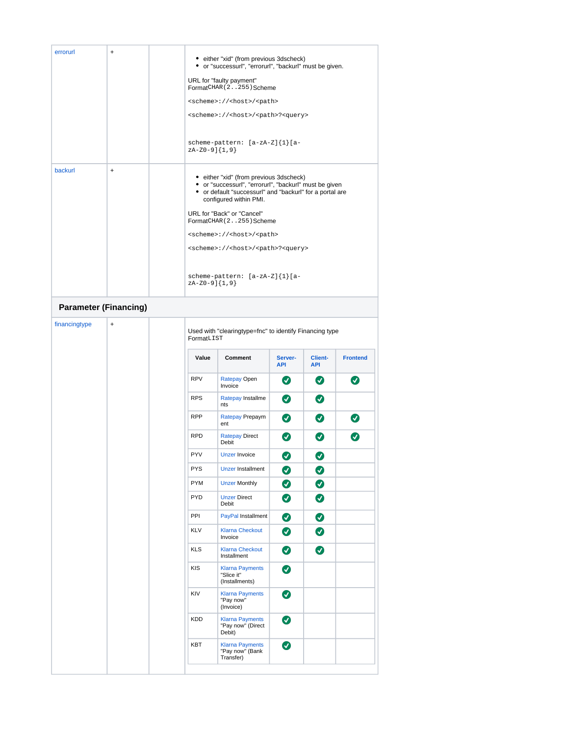| | | | |
|---|---|---|---|
| errorurl | + | | • either "xid" (from previous 3dscheck)<br>• or "successurl", "errorurl", "backurl" must be given.<br><br>URL for "faulty payment"<br>Format`CHAR(2..255)`Scheme<br><br>`<scheme>://<host>/<path>`<br><br>`<scheme>://<host>/<path>?<query>`<br><br>`scheme-pattern: [a-zA-Z]{1}[a-zA-Z0-9]{1,9}` |
| backurl | + | | • either "xid" (from previous 3dscheck)<br>• or "successurl", "errorurl", "backurl" must be given<br>• or default "successurl" and "backurl" for a portal are configured within PMI.<br><br>URL for "Back" or "Cancel"<br>Format`CHAR(2..255)`Scheme<br><br>`<scheme>://<host>/<path>`<br><br>`<scheme>://<host>/<path>?<query>`<br><br>`scheme-pattern: [a-zA-Z]{1}[a-zA-Z0-9]{1,9}` |

## Parameter (Financing)

| | | | |
|---|---|---|---|
| financingtype | + | | Used with "clearingtype=fnc" to identify Financing type<br>Format`LIST` |

| Value | Comment | Server-API | Client-API | Frontend |
|---|---|---|---|---|
| RPV | Ratepay Open Invoice | ✓ | ✓ | ✓ |
| RPS | Ratepay Installments | ✓ | ✓ | |
| RPP | Ratepay Prepayment | ✓ | ✓ | ✓ |
| RPD | Ratepay Direct Debit | ✓ | ✓ | ✓ |
| PYV | Unzer Invoice | ✓ | ✓ | |
| PYS | Unzer Installment | ✓ | ✓ | |
| PYM | Unzer Monthly | ✓ | ✓ | |
| PYD | Unzer Direct Debit | ✓ | ✓ | |
| PPI | PayPal Installment | ✓ | ✓ | |
| KLV | Klarna Checkout Invoice | ✓ | ✓ | |
| KLS | Klarna Checkout Installment | ✓ | ✓ | |
| KIS | Klarna Payments "Slice it" (Installments) | ✓ | | |
| KIV | Klarna Payments "Pay now" (Invoice) | ✓ | | |
| KDD | Klarna Payments "Pay now" (Direct Debit) | ✓ | | |
| KBT | Klarna Payments "Pay now" (Bank Transfer) | ✓ | | |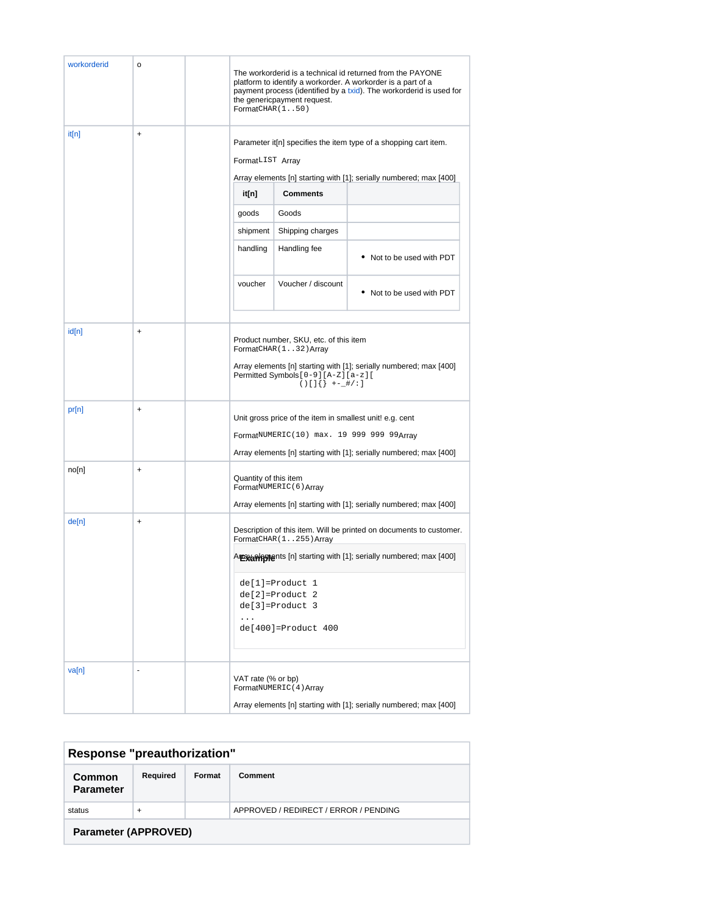| workorderid | o | | The workorderid is a technical id returned from the PAYONE platform to identify a workorder. A workorder is a part of a payment process (identified by a txid). The workorderid is used for the genericpayment request.<br>Format `CHAR(1..50)` |
|---|---|---|---|
| it[n] | + | | Parameter it[n] specifies the item type of a shopping cart item.<br><br>Format `LIST` Array<br><br>Array elements [n] starting with [1]; serially numbered; max [400]<br><br>**it[n]** / **Comments**:<br>goods – Goods<br>shipment – Shipping charges<br>handling – Handling fee – • Not to be used with PDT<br>voucher – Voucher / discount – • Not to be used with PDT |
| id[n] | + | | Product number, SKU, etc. of this item<br>Format `CHAR(1..32)` Array<br><br>Array elements [n] starting with [1]; serially numbered; max [400]<br>Permitted Symbols `[0-9][A-Z][a-z][()[]{} +-_#/:]` |
| pr[n] | + | | Unit gross price of the item in smallest unit! e.g. cent<br><br>Format `NUMERIC(10) max. 19 999 999 99` Array<br><br>Array elements [n] starting with [1]; serially numbered; max [400] |
| no[n] | + | | Quantity of this item<br>Format `NUMERIC(6)` Array<br><br>Array elements [n] starting with [1]; serially numbered; max [400] |
| de[n] | + | | Description of this item. Will be printed on documents to customer.<br>Format `CHAR(1..255)` Array<br><br>Array elements [n] starting with [1]; serially numbered; max [400]<br><br>**Example**<br>`de[1]=Product 1`<br>`de[2]=Product 2`<br>`de[3]=Product 3`<br>`...`<br>`de[400]=Product 400` |
| va[n] | - | | VAT rate (% or bp)<br>Format `NUMERIC(4)` Array<br><br>Array elements [n] starting with [1]; serially numbered; max [400] |

## Response "preauthorization"

| Common Parameter | Required | Format | Comment |
|---|---|---|---|
| status | + | | APPROVED / REDIRECT / ERROR / PENDING |
| **Parameter (APPROVED)** | | | |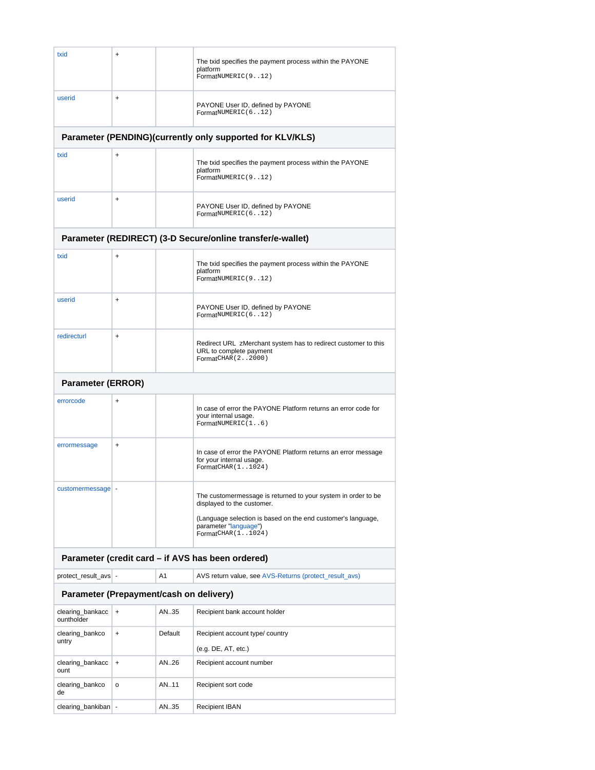| | | | |
|---|---|---|---|
| txid | + | | The txid specifies the payment process within the PAYONE platform<br>Format`NUMERIC(9..12)` |
| userid | + | | PAYONE User ID, defined by PAYONE<br>Format`NUMERIC(6..12)` |
| **Parameter (PENDING)(currently only supported for KLV/KLS)** | | | |
| txid | + | | The txid specifies the payment process within the PAYONE platform<br>Format`NUMERIC(9..12)` |
| userid | + | | PAYONE User ID, defined by PAYONE<br>Format`NUMERIC(6..12)` |
| **Parameter (REDIRECT) (3-D Secure/online transfer/e-wallet)** | | | |
| txid | + | | The txid specifies the payment process within the PAYONE platform<br>Format`NUMERIC(9..12)` |
| userid | + | | PAYONE User ID, defined by PAYONE<br>Format`NUMERIC(6..12)` |
| redirecturl | + | | Redirect URL zMerchant system has to redirect customer to this URL to complete payment<br>Format`CHAR(2..2000)` |
| **Parameter (ERROR)** | | | |
| errorcode | + | | In case of error the PAYONE Platform returns an error code for your internal usage.<br>Format`NUMERIC(1..6)` |
| errormessage | + | | In case of error the PAYONE Platform returns an error message for your internal usage.<br>Format`CHAR(1..1024)` |
| customermessage | - | | The customermessage is returned to your system in order to be displayed to the customer.<br><br>(Language selection is based on the end customer's language, parameter "language")<br>Format`CHAR(1..1024)` |
| **Parameter (credit card – if AVS has been ordered)** | | | |
| protect_result_avs | - | A1 | AVS return value, see AVS-Returns (protect_result_avs) |
| **Parameter (Prepayment/cash on delivery)** | | | |
| clearing_bankaccountholder | + | AN..35 | Recipient bank account holder |
| clearing_bankcountry | + | Default | Recipient account type/ country<br><br>(e.g. DE, AT, etc.) |
| clearing_bankaccount | + | AN..26 | Recipient account number |
| clearing_bankcode | o | AN..11 | Recipient sort code |
| clearing_bankiban | - | AN..35 | Recipient IBAN |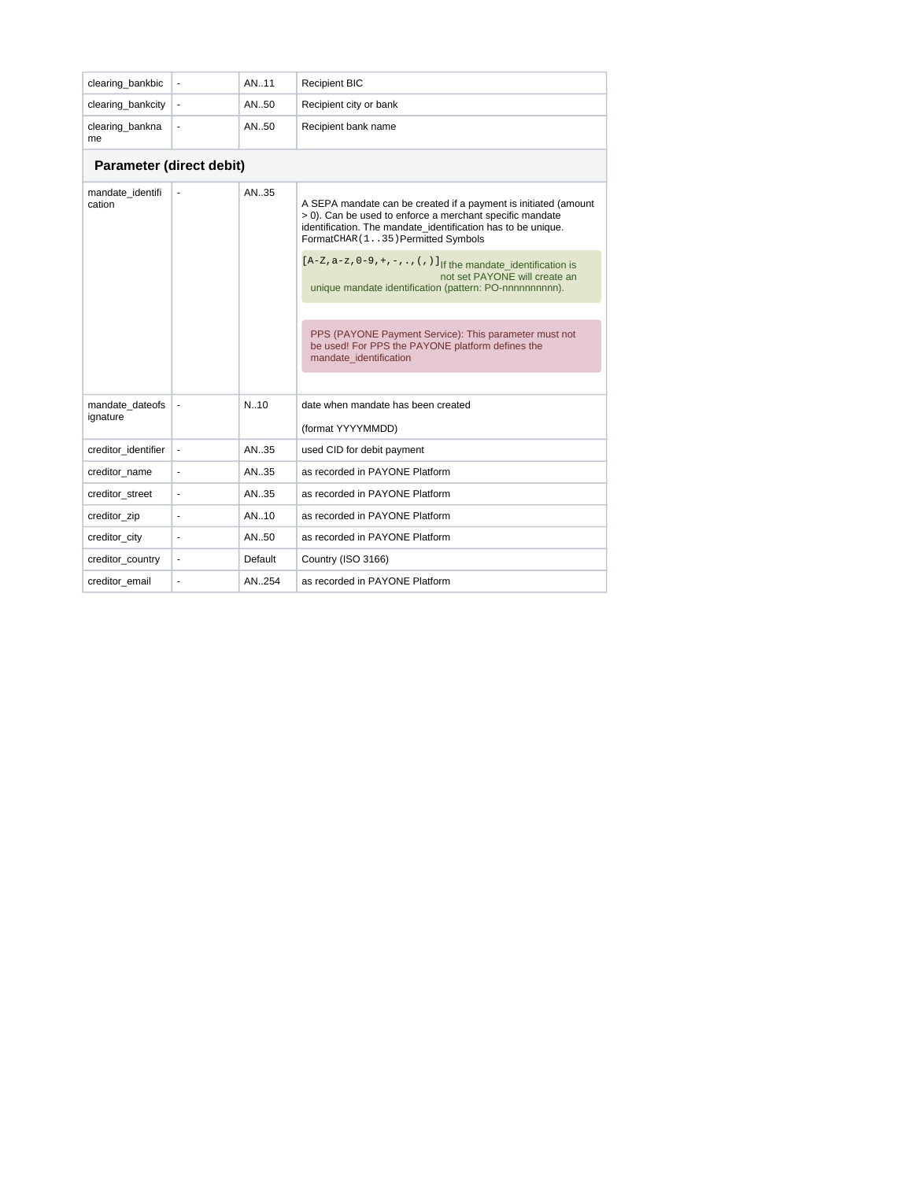| | | | |
|---|---|---|---|
| clearing_bankbic | - | AN..11 | Recipient BIC |
| clearing_bankcity | - | AN..50 | Recipient city or bank |
| clearing_bankname | - | AN..50 | Recipient bank name |
| **Parameter (direct debit)** | | | |
| mandate_identification | - | AN..35 | A SEPA mandate can be created if a payment is initiated (amount > 0). Can be used to enforce a merchant specific mandate identification. The mandate_identification has to be unique. Format `CHAR(1..35)` Permitted Symbols `[A-Z,a-z,0-9,+,-,.,(,)]` If the mandate_identification is not set PAYONE will create an unique mandate identification (pattern: PO-nnnnnnnnnn). PPS (PAYONE Payment Service): This parameter must not be used! For PPS the PAYONE platform defines the mandate_identification |
| mandate_dateofsignature | - | N..10 | date when mandate has been created (format YYYYMMDD) |
| creditor_identifier | - | AN..35 | used CID for debit payment |
| creditor_name | - | AN..35 | as recorded in PAYONE Platform |
| creditor_street | - | AN..35 | as recorded in PAYONE Platform |
| creditor_zip | - | AN..10 | as recorded in PAYONE Platform |
| creditor_city | - | AN..50 | as recorded in PAYONE Platform |
| creditor_country | - | Default | Country (ISO 3166) |
| creditor_email | - | AN..254 | as recorded in PAYONE Platform |